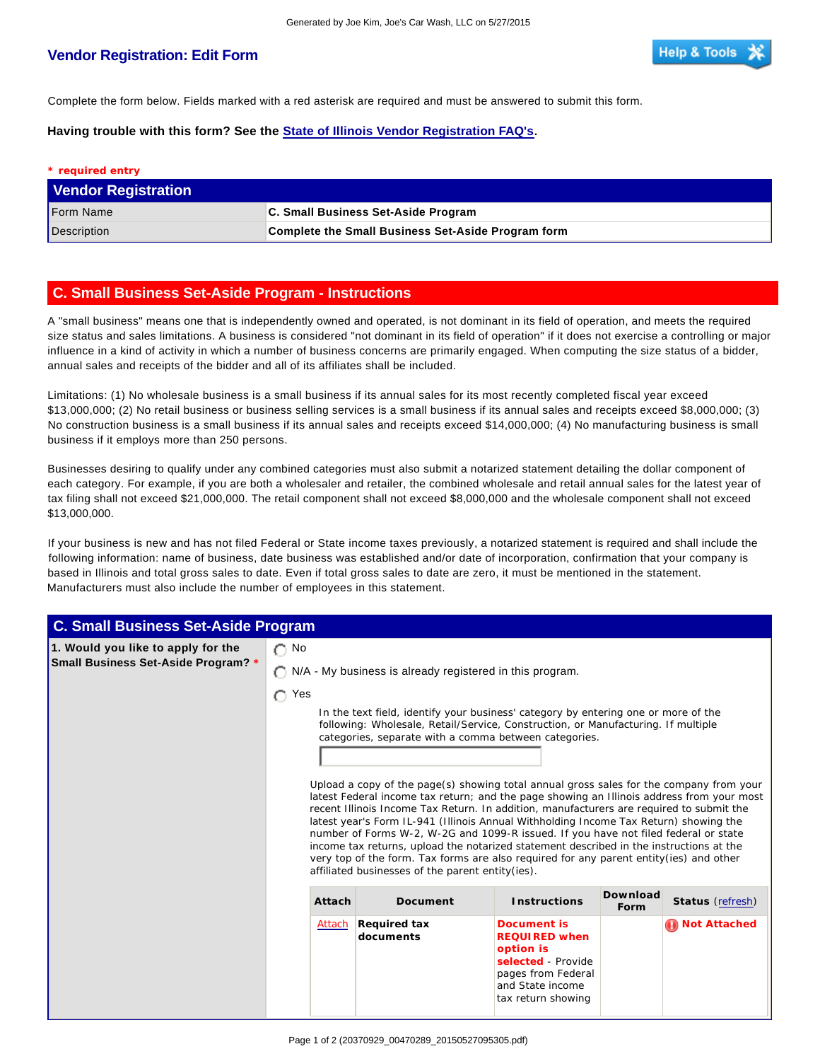Generated by Joe Kim, Joe's Car Wash, LLC on 5/27/2015

# Vendor Registration: Edit Form

Help & Tools

Complete the form below. Fields marked with a red asterisk are required and must be answered to submit this form.

**Having trouble with this form? See the State of Illinois Vendor Registration FAQ's.**

**\* required entry**

## Vendor Registration

| | |
|---|---|
| Form Name | **C. Small Business Set-Aside Program** |
| Description | **Complete the Small Business Set-Aside Program form** |

## C. Small Business Set-Aside Program - Instructions

A "small business" means one that is independently owned and operated, is not dominant in its field of operation, and meets the required size status and sales limitations. A business is considered "not dominant in its field of operation" if it does not exercise a controlling or major influence in a kind of activity in which a number of business concerns are primarily engaged. When computing the size status of a bidder, annual sales and receipts of the bidder and all of its affiliates shall be included.

Limitations: (1) No wholesale business is a small business if its annual sales for its most recently completed fiscal year exceed $13,000,000; (2) No retail business or business selling services is a small business if its annual sales and receipts exceed $8,000,000; (3) No construction business is a small business if its annual sales and receipts exceed $14,000,000; (4) No manufacturing business is small business if it employs more than 250 persons.

Businesses desiring to qualify under any combined categories must also submit a notarized statement detailing the dollar component of each category. For example, if you are both a wholesaler and retailer, the combined wholesale and retail annual sales for the latest year of tax filing shall not exceed $21,000,000. The retail component shall not exceed $8,000,000 and the wholesale component shall not exceed $13,000,000.

If your business is new and has not filed Federal or State income taxes previously, a notarized statement is required and shall include the following information: name of business, date business was established and/or date of incorporation, confirmation that your company is based in Illinois and total gross sales to date. Even if total gross sales to date are zero, it must be mentioned in the statement. Manufacturers must also include the number of employees in this statement.

## C. Small Business Set-Aside Program

**1. Would you like to apply for the Small Business Set-Aside Program? \***

- ◯ No
- ◯ N/A - My business is already registered in this program.
- ◯ Yes

In the text field, identify your business' category by entering one or more of the following: Wholesale, Retail/Service, Construction, or Manufacturing. If multiple categories, separate with a comma between categories.

[ ]

Upload a copy of the page(s) showing total annual gross sales for the company from your latest Federal income tax return; and the page showing an Illinois address from your most recent Illinois Income Tax Return. In addition, manufacturers are required to submit the latest year's Form IL-941 (Illinois Annual Withholding Income Tax Return) showing the number of Forms W-2, W-2G and 1099-R issued. If you have not filed federal or state income tax returns, upload the notarized statement described in the instructions at the very top of the form. Tax forms are also required for any parent entity(ies) and other affiliated businesses of the parent entity(ies).

| Attach | Document | Instructions | Download Form | Status (refresh) |
|---|---|---|---|---|
| Attach | **Required tax documents** | **Document is REQUIRED when option is selected** - Provide pages from Federal and State income tax return showing | | **Not Attached** |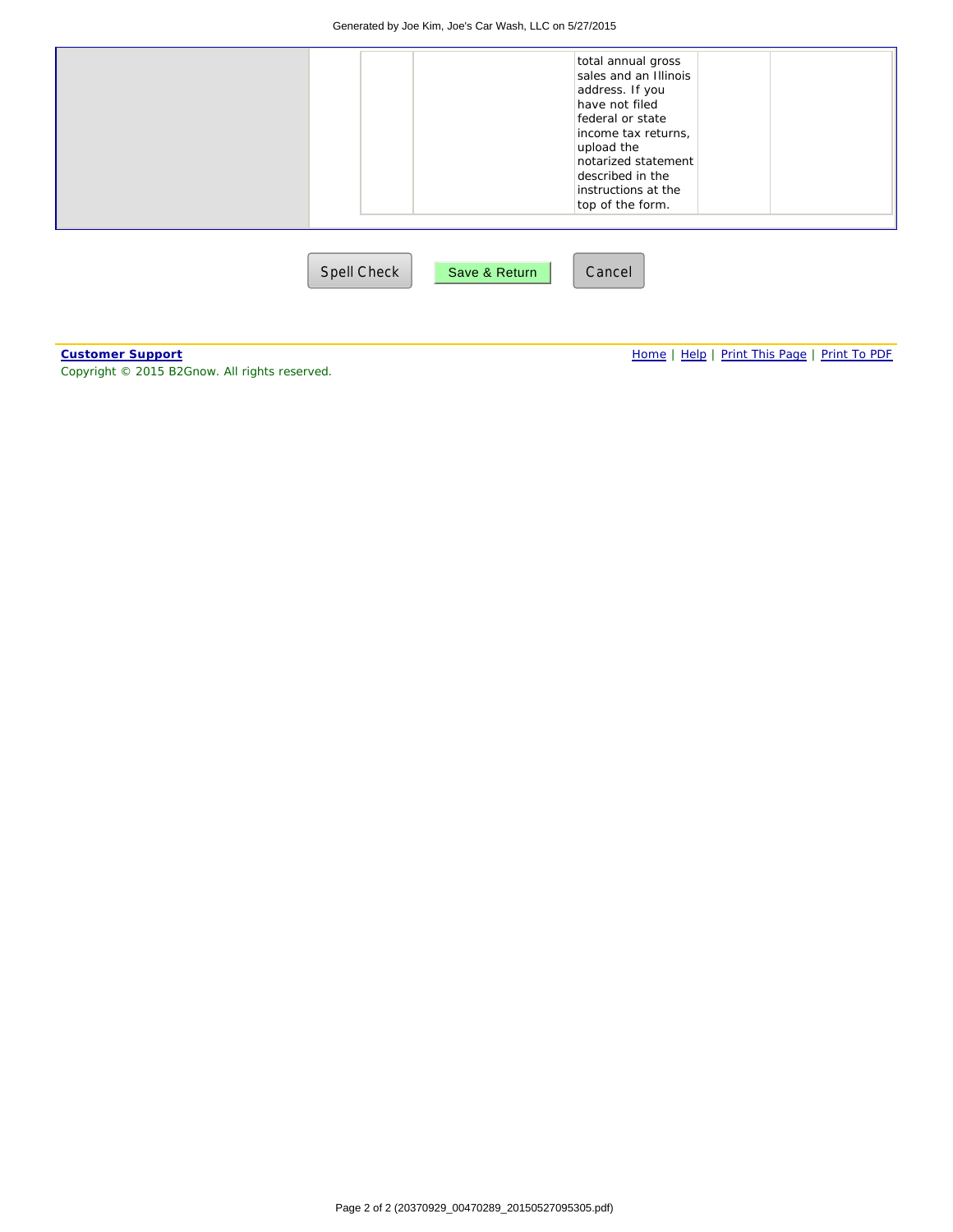| | | | | |
|---|---|---|---|---|
| | | total annual gross sales and an Illinois address. If you have not filed federal or state income tax returns, upload the notarized statement described in the instructions at the top of the form. | | |

Spell Check | Save & Return | Cancel

**Customer Support**

Copyright © 2015 B2Gnow. All rights reserved.

Home | Help | Print This Page | Print To PDF